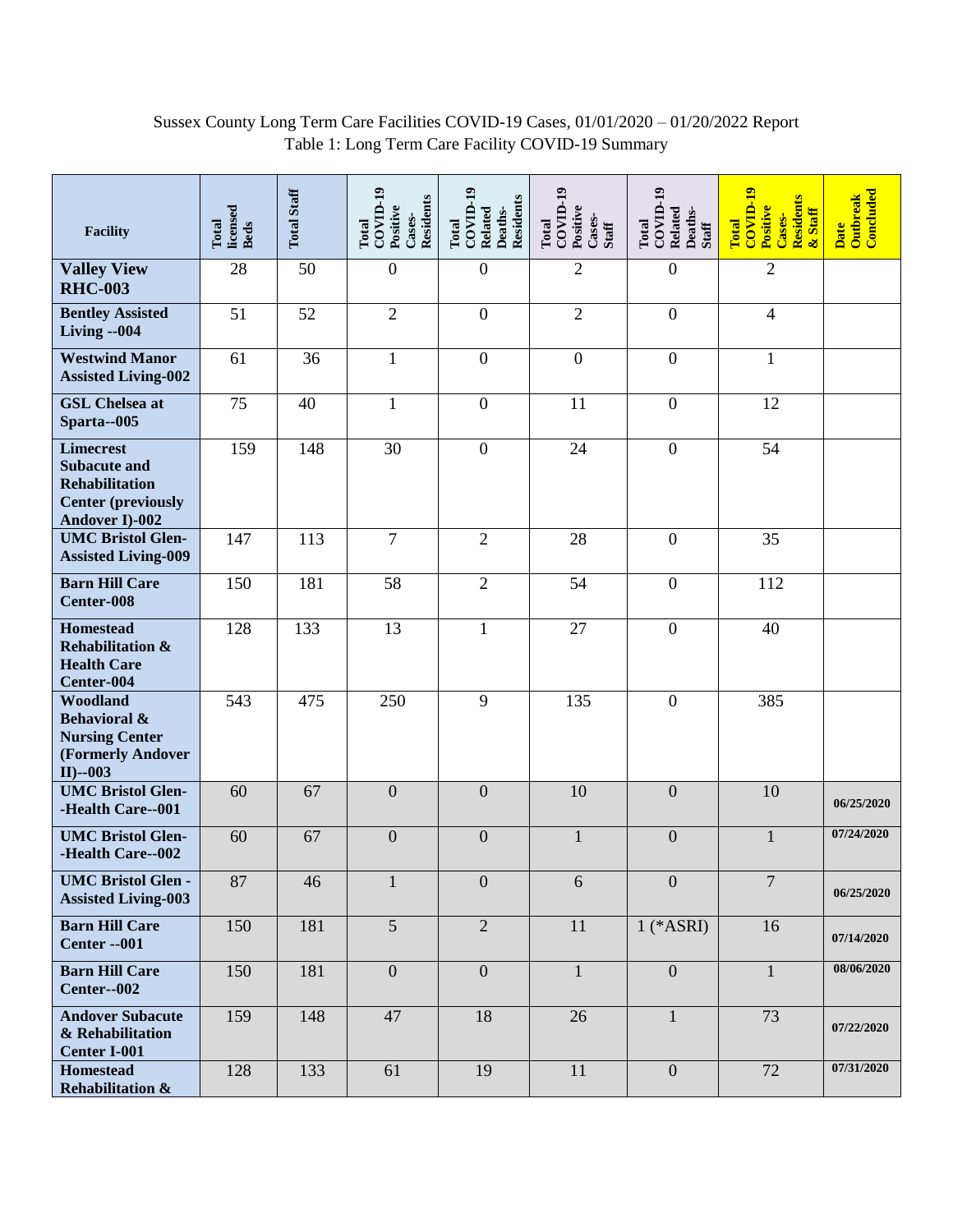Sussex County Long Term Care Facilities COVID-19 Cases, 01/01/2020 – 01/20/2022 Report

Table 1: Long Term Care Facility COVID-19 Summary

| Facility | Total licensed Beds | Total Staff | Total COVID-19 Positive Cases-Residents | Total COVID-19 Related Deaths-Residents | Total COVID-19 Positive Cases-Staff | Total COVID-19 Related Deaths-Staff | Total COVID-19 Positive Cases-Residents & Staff | Date Outbreak Concluded |
|---|---|---|---|---|---|---|---|---|
| **Valley View RHC-003** | 28 | 50 | 0 | 0 | 2 | 0 | 2 | |
| **Bentley Assisted Living --004** | 51 | 52 | 2 | 0 | 2 | 0 | 4 | |
| **Westwind Manor Assisted Living-002** | 61 | 36 | 1 | 0 | 0 | 0 | 1 | |
| **GSL Chelsea at Sparta--005** | 75 | 40 | 1 | 0 | 11 | 0 | 12 | |
| **Limecrest Subacute and Rehabilitation Center (previously Andover I)-002** | 159 | 148 | 30 | 0 | 24 | 0 | 54 | |
| **UMC Bristol Glen-Assisted Living-009** | 147 | 113 | 7 | 2 | 28 | 0 | 35 | |
| **Barn Hill Care Center-008** | 150 | 181 | 58 | 2 | 54 | 0 | 112 | |
| **Homestead Rehabilitation & Health Care Center-004** | 128 | 133 | 13 | 1 | 27 | 0 | 40 | |
| **Woodland Behavioral & Nursing Center (Formerly Andover II)--003** | 543 | 475 | 250 | 9 | 135 | 0 | 385 | |
| **UMC Bristol Glen--Health Care--001** | 60 | 67 | 0 | 0 | 10 | 0 | 10 | 06/25/2020 |
| **UMC Bristol Glen--Health Care--002** | 60 | 67 | 0 | 0 | 1 | 0 | 1 | 07/24/2020 |
| **UMC Bristol Glen - Assisted Living-003** | 87 | 46 | 1 | 0 | 6 | 0 | 7 | 06/25/2020 |
| **Barn Hill Care Center --001** | 150 | 181 | 5 | 2 | 11 | 1 (*ASRI) | 16 | 07/14/2020 |
| **Barn Hill Care Center--002** | 150 | 181 | 0 | 0 | 1 | 0 | 1 | 08/06/2020 |
| **Andover Subacute & Rehabilitation Center I-001** | 159 | 148 | 47 | 18 | 26 | 1 | 73 | 07/22/2020 |
| **Homestead Rehabilitation &** | 128 | 133 | 61 | 19 | 11 | 0 | 72 | 07/31/2020 |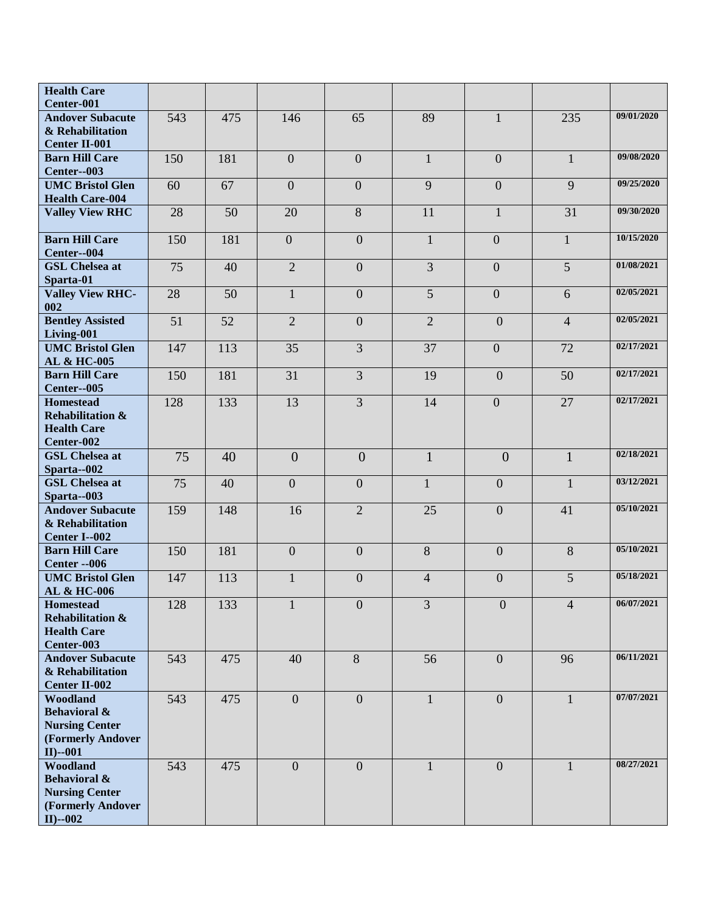| | | | | | | | | |
|---|---|---|---|---|---|---|---|---|
| **Health Care Center-001** | | | | | | | | |
| **Andover Subacute & Rehabilitation Center II-001** | 543 | 475 | 146 | 65 | 89 | 1 | 235 | **09/01/2020** |
| **Barn Hill Care Center--003** | 150 | 181 | 0 | 0 | 1 | 0 | 1 | **09/08/2020** |
| **UMC Bristol Glen Health Care-004** | 60 | 67 | 0 | 0 | 9 | 0 | 9 | **09/25/2020** |
| **Valley View RHC** | 28 | 50 | 20 | 8 | 11 | 1 | 31 | **09/30/2020** |
| **Barn Hill Care Center--004** | 150 | 181 | 0 | 0 | 1 | 0 | 1 | **10/15/2020** |
| **GSL Chelsea at Sparta-01** | 75 | 40 | 2 | 0 | 3 | 0 | 5 | **01/08/2021** |
| **Valley View RHC-002** | 28 | 50 | 1 | 0 | 5 | 0 | 6 | **02/05/2021** |
| **Bentley Assisted Living-001** | 51 | 52 | 2 | 0 | 2 | 0 | 4 | **02/05/2021** |
| **UMC Bristol Glen AL & HC-005** | 147 | 113 | 35 | 3 | 37 | 0 | 72 | **02/17/2021** |
| **Barn Hill Care Center--005** | 150 | 181 | 31 | 3 | 19 | 0 | 50 | **02/17/2021** |
| **Homestead Rehabilitation & Health Care Center-002** | 128 | 133 | 13 | 3 | 14 | 0 | 27 | **02/17/2021** |
| **GSL Chelsea at Sparta--002** | 75 | 40 | 0 | 0 | 1 | 0 | 1 | **02/18/2021** |
| **GSL Chelsea at Sparta--003** | 75 | 40 | 0 | 0 | 1 | 0 | 1 | **03/12/2021** |
| **Andover Subacute & Rehabilitation Center I--002** | 159 | 148 | 16 | 2 | 25 | 0 | 41 | **05/10/2021** |
| **Barn Hill Care Center --006** | 150 | 181 | 0 | 0 | 8 | 0 | 8 | **05/10/2021** |
| **UMC Bristol Glen AL & HC-006** | 147 | 113 | 1 | 0 | 4 | 0 | 5 | **05/18/2021** |
| **Homestead Rehabilitation & Health Care Center-003** | 128 | 133 | 1 | 0 | 3 | 0 | 4 | **06/07/2021** |
| **Andover Subacute & Rehabilitation Center II-002** | 543 | 475 | 40 | 8 | 56 | 0 | 96 | **06/11/2021** |
| **Woodland Behavioral & Nursing Center (Formerly Andover II)--001** | 543 | 475 | 0 | 0 | 1 | 0 | 1 | **07/07/2021** |
| **Woodland Behavioral & Nursing Center (Formerly Andover II)--002** | 543 | 475 | 0 | 0 | 1 | 0 | 1 | **08/27/2021** |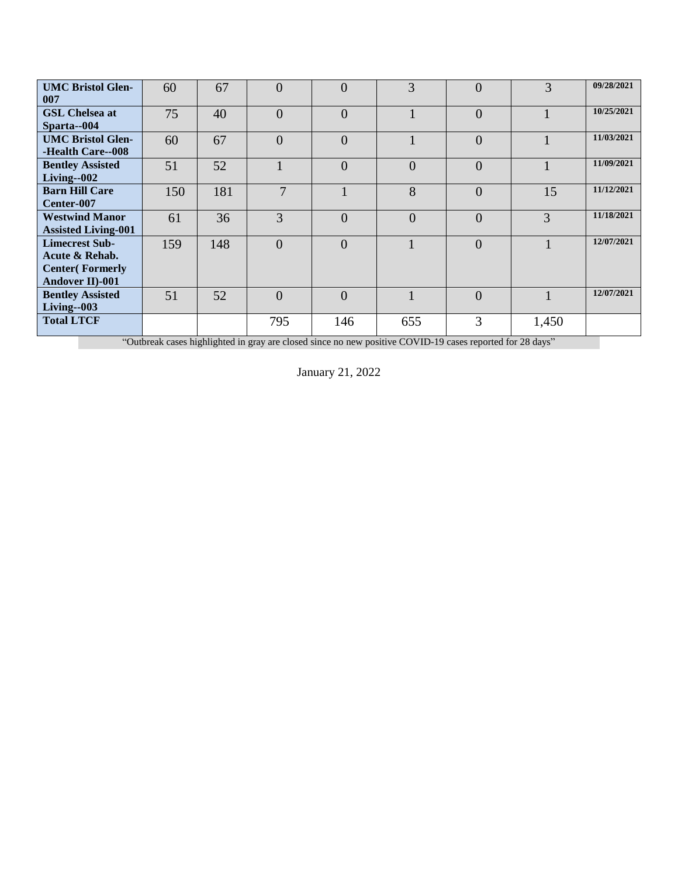| | | | | | | | | |
|---|---|---|---|---|---|---|---|---|
| **UMC Bristol Glen-007** | 60 | 67 | 0 | 0 | 3 | 0 | 3 | **09/28/2021** |
| **GSL Chelsea at Sparta--004** | 75 | 40 | 0 | 0 | 1 | 0 | 1 | **10/25/2021** |
| **UMC Bristol Glen--Health Care--008** | 60 | 67 | 0 | 0 | 1 | 0 | 1 | **11/03/2021** |
| **Bentley Assisted Living--002** | 51 | 52 | 1 | 0 | 0 | 0 | 1 | **11/09/2021** |
| **Barn Hill Care Center-007** | 150 | 181 | 7 | 1 | 8 | 0 | 15 | **11/12/2021** |
| **Westwind Manor Assisted Living-001** | 61 | 36 | 3 | 0 | 0 | 0 | 3 | **11/18/2021** |
| **Limecrest Sub-Acute & Rehab. Center( Formerly Andover II)-001** | 159 | 148 | 0 | 0 | 1 | 0 | 1 | **12/07/2021** |
| **Bentley Assisted Living--003** | 51 | 52 | 0 | 0 | 1 | 0 | 1 | **12/07/2021** |
| **Total LTCF** | | | 795 | 146 | 655 | 3 | 1,450 | |

"Outbreak cases highlighted in gray are closed since no new positive COVID-19 cases reported for 28 days"

January 21, 2022